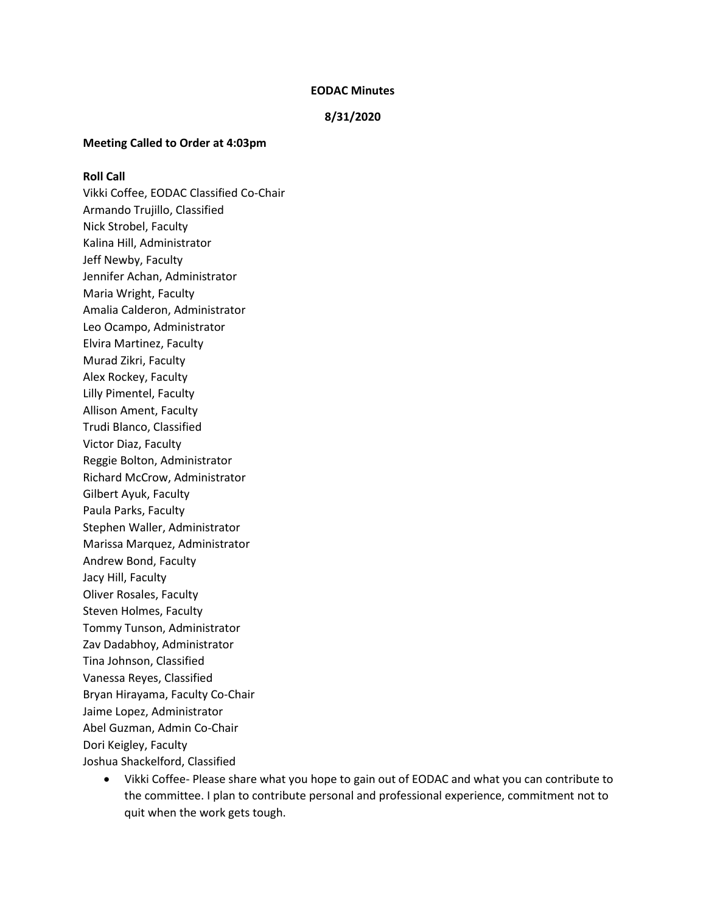**EODAC Minutes**

**8/31/2020**

**Meeting Called to Order at 4:03pm**

**Roll Call**

Vikki Coffee, EODAC Classified Co-Chair
Armando Trujillo, Classified
Nick Strobel, Faculty
Kalina Hill, Administrator
Jeff Newby, Faculty
Jennifer Achan, Administrator
Maria Wright, Faculty
Amalia Calderon, Administrator
Leo Ocampo, Administrator
Elvira Martinez, Faculty
Murad Zikri, Faculty
Alex Rockey, Faculty
Lilly Pimentel, Faculty
Allison Ament, Faculty
Trudi Blanco, Classified
Victor Diaz, Faculty
Reggie Bolton, Administrator
Richard McCrow, Administrator
Gilbert Ayuk, Faculty
Paula Parks, Faculty
Stephen Waller, Administrator
Marissa Marquez, Administrator
Andrew Bond, Faculty
Jacy Hill, Faculty
Oliver Rosales, Faculty
Steven Holmes, Faculty
Tommy Tunson, Administrator
Zav Dadabhoy, Administrator
Tina Johnson, Classified
Vanessa Reyes, Classified
Bryan Hirayama, Faculty Co-Chair
Jaime Lopez, Administrator
Abel Guzman, Admin Co-Chair
Dori Keigley, Faculty
Joshua Shackelford, Classified

- Vikki Coffee- Please share what you hope to gain out of EODAC and what you can contribute to the committee. I plan to contribute personal and professional experience, commitment not to quit when the work gets tough.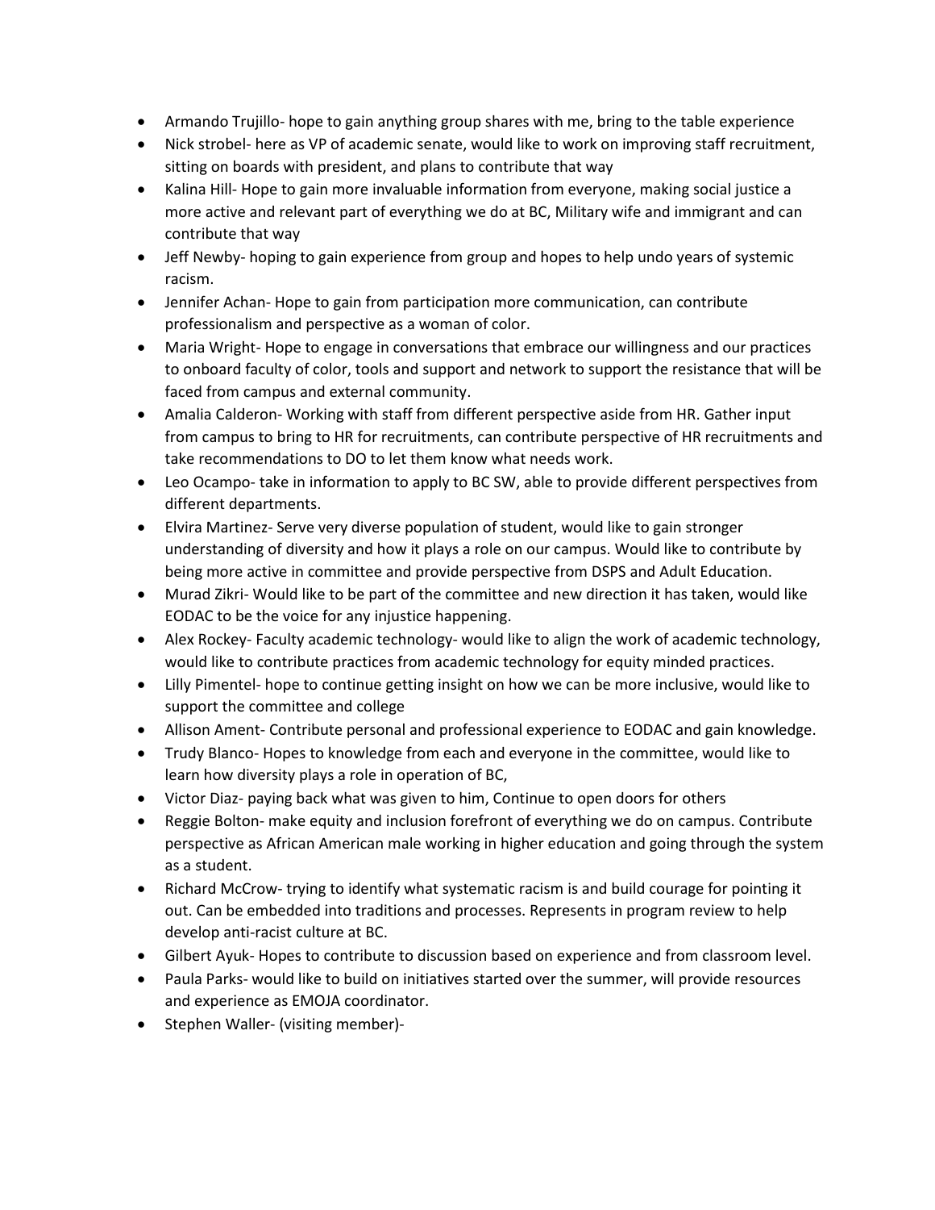- Armando Trujillo- hope to gain anything group shares with me, bring to the table experience
- Nick strobel- here as VP of academic senate, would like to work on improving staff recruitment, sitting on boards with president, and plans to contribute that way
- Kalina Hill- Hope to gain more invaluable information from everyone, making social justice a more active and relevant part of everything we do at BC, Military wife and immigrant and can contribute that way
- Jeff Newby- hoping to gain experience from group and hopes to help undo years of systemic racism.
- Jennifer Achan- Hope to gain from participation more communication, can contribute professionalism and perspective as a woman of color.
- Maria Wright- Hope to engage in conversations that embrace our willingness and our practices to onboard faculty of color, tools and support and network to support the resistance that will be faced from campus and external community.
- Amalia Calderon- Working with staff from different perspective aside from HR. Gather input from campus to bring to HR for recruitments, can contribute perspective of HR recruitments and take recommendations to DO to let them know what needs work.
- Leo Ocampo- take in information to apply to BC SW, able to provide different perspectives from different departments.
- Elvira Martinez- Serve very diverse population of student, would like to gain stronger understanding of diversity and how it plays a role on our campus. Would like to contribute by being more active in committee and provide perspective from DSPS and Adult Education.
- Murad Zikri- Would like to be part of the committee and new direction it has taken, would like EODAC to be the voice for any injustice happening.
- Alex Rockey- Faculty academic technology- would like to align the work of academic technology, would like to contribute practices from academic technology for equity minded practices.
- Lilly Pimentel- hope to continue getting insight on how we can be more inclusive, would like to support the committee and college
- Allison Ament- Contribute personal and professional experience to EODAC and gain knowledge.
- Trudy Blanco- Hopes to knowledge from each and everyone in the committee, would like to learn how diversity plays a role in operation of BC,
- Victor Diaz- paying back what was given to him, Continue to open doors for others
- Reggie Bolton- make equity and inclusion forefront of everything we do on campus. Contribute perspective as African American male working in higher education and going through the system as a student.
- Richard McCrow- trying to identify what systematic racism is and build courage for pointing it out. Can be embedded into traditions and processes. Represents in program review to help develop anti-racist culture at BC.
- Gilbert Ayuk- Hopes to contribute to discussion based on experience and from classroom level.
- Paula Parks- would like to build on initiatives started over the summer, will provide resources and experience as EMOJA coordinator.
- Stephen Waller- (visiting member)-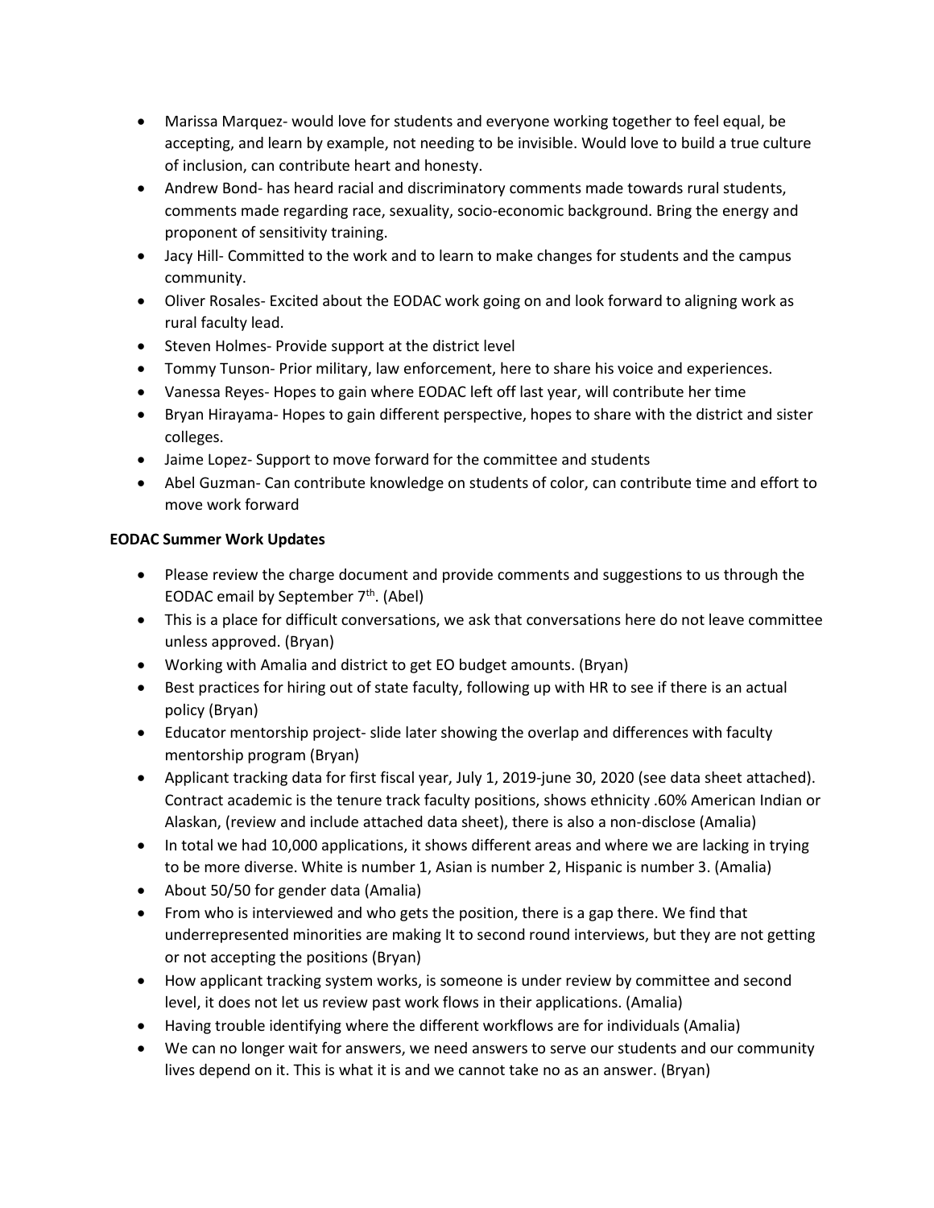- Marissa Marquez- would love for students and everyone working together to feel equal, be accepting, and learn by example, not needing to be invisible. Would love to build a true culture of inclusion, can contribute heart and honesty.
- Andrew Bond- has heard racial and discriminatory comments made towards rural students, comments made regarding race, sexuality, socio-economic background. Bring the energy and proponent of sensitivity training.
- Jacy Hill- Committed to the work and to learn to make changes for students and the campus community.
- Oliver Rosales- Excited about the EODAC work going on and look forward to aligning work as rural faculty lead.
- Steven Holmes- Provide support at the district level
- Tommy Tunson- Prior military, law enforcement, here to share his voice and experiences.
- Vanessa Reyes- Hopes to gain where EODAC left off last year, will contribute her time
- Bryan Hirayama- Hopes to gain different perspective, hopes to share with the district and sister colleges.
- Jaime Lopez- Support to move forward for the committee and students
- Abel Guzman- Can contribute knowledge on students of color, can contribute time and effort to move work forward

**EODAC Summer Work Updates**

- Please review the charge document and provide comments and suggestions to us through the EODAC email by September 7th. (Abel)
- This is a place for difficult conversations, we ask that conversations here do not leave committee unless approved. (Bryan)
- Working with Amalia and district to get EO budget amounts. (Bryan)
- Best practices for hiring out of state faculty, following up with HR to see if there is an actual policy (Bryan)
- Educator mentorship project- slide later showing the overlap and differences with faculty mentorship program (Bryan)
- Applicant tracking data for first fiscal year, July 1, 2019-june 30, 2020 (see data sheet attached). Contract academic is the tenure track faculty positions, shows ethnicity .60% American Indian or Alaskan, (review and include attached data sheet), there is also a non-disclose (Amalia)
- In total we had 10,000 applications, it shows different areas and where we are lacking in trying to be more diverse. White is number 1, Asian is number 2, Hispanic is number 3. (Amalia)
- About 50/50 for gender data (Amalia)
- From who is interviewed and who gets the position, there is a gap there. We find that underrepresented minorities are making It to second round interviews, but they are not getting or not accepting the positions (Bryan)
- How applicant tracking system works, is someone is under review by committee and second level, it does not let us review past work flows in their applications. (Amalia)
- Having trouble identifying where the different workflows are for individuals (Amalia)
- We can no longer wait for answers, we need answers to serve our students and our community lives depend on it. This is what it is and we cannot take no as an answer. (Bryan)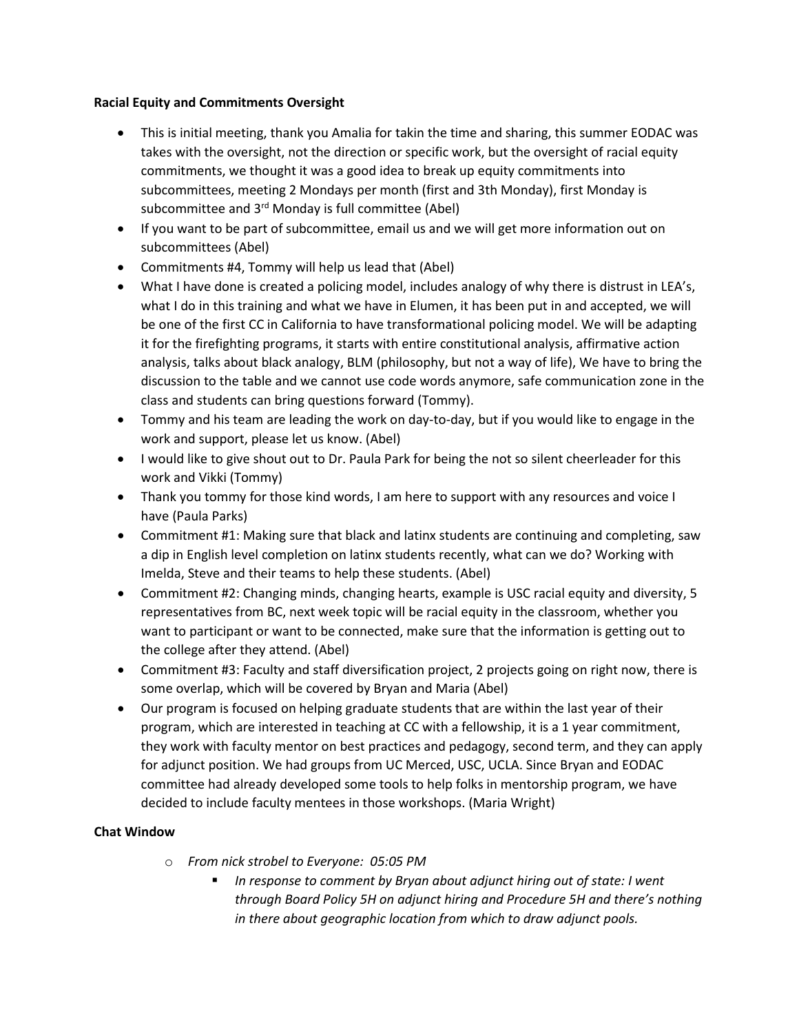**Racial Equity and Commitments Oversight**

- This is initial meeting, thank you Amalia for takin the time and sharing, this summer EODAC was takes with the oversight, not the direction or specific work, but the oversight of racial equity commitments, we thought it was a good idea to break up equity commitments into subcommittees, meeting 2 Mondays per month (first and 3th Monday), first Monday is subcommittee and 3rd Monday is full committee (Abel)
- If you want to be part of subcommittee, email us and we will get more information out on subcommittees (Abel)
- Commitments #4, Tommy will help us lead that (Abel)
- What I have done is created a policing model, includes analogy of why there is distrust in LEA's, what I do in this training and what we have in Elumen, it has been put in and accepted, we will be one of the first CC in California to have transformational policing model. We will be adapting it for the firefighting programs, it starts with entire constitutional analysis, affirmative action analysis, talks about black analogy, BLM (philosophy, but not a way of life), We have to bring the discussion to the table and we cannot use code words anymore, safe communication zone in the class and students can bring questions forward (Tommy).
- Tommy and his team are leading the work on day-to-day, but if you would like to engage in the work and support, please let us know. (Abel)
- I would like to give shout out to Dr. Paula Park for being the not so silent cheerleader for this work and Vikki (Tommy)
- Thank you tommy for those kind words, I am here to support with any resources and voice I have (Paula Parks)
- Commitment #1: Making sure that black and latinx students are continuing and completing, saw a dip in English level completion on latinx students recently, what can we do? Working with Imelda, Steve and their teams to help these students. (Abel)
- Commitment #2: Changing minds, changing hearts, example is USC racial equity and diversity, 5 representatives from BC, next week topic will be racial equity in the classroom, whether you want to participant or want to be connected, make sure that the information is getting out to the college after they attend. (Abel)
- Commitment #3: Faculty and staff diversification project, 2 projects going on right now, there is some overlap, which will be covered by Bryan and Maria (Abel)
- Our program is focused on helping graduate students that are within the last year of their program, which are interested in teaching at CC with a fellowship, it is a 1 year commitment, they work with faculty mentor on best practices and pedagogy, second term, and they can apply for adjunct position. We had groups from UC Merced, USC, UCLA. Since Bryan and EODAC committee had already developed some tools to help folks in mentorship program, we have decided to include faculty mentees in those workshops. (Maria Wright)

**Chat Window**

- *From nick strobel to Everyone: 05:05 PM*
  - *In response to comment by Bryan about adjunct hiring out of state: I went through Board Policy 5H on adjunct hiring and Procedure 5H and there's nothing in there about geographic location from which to draw adjunct pools.*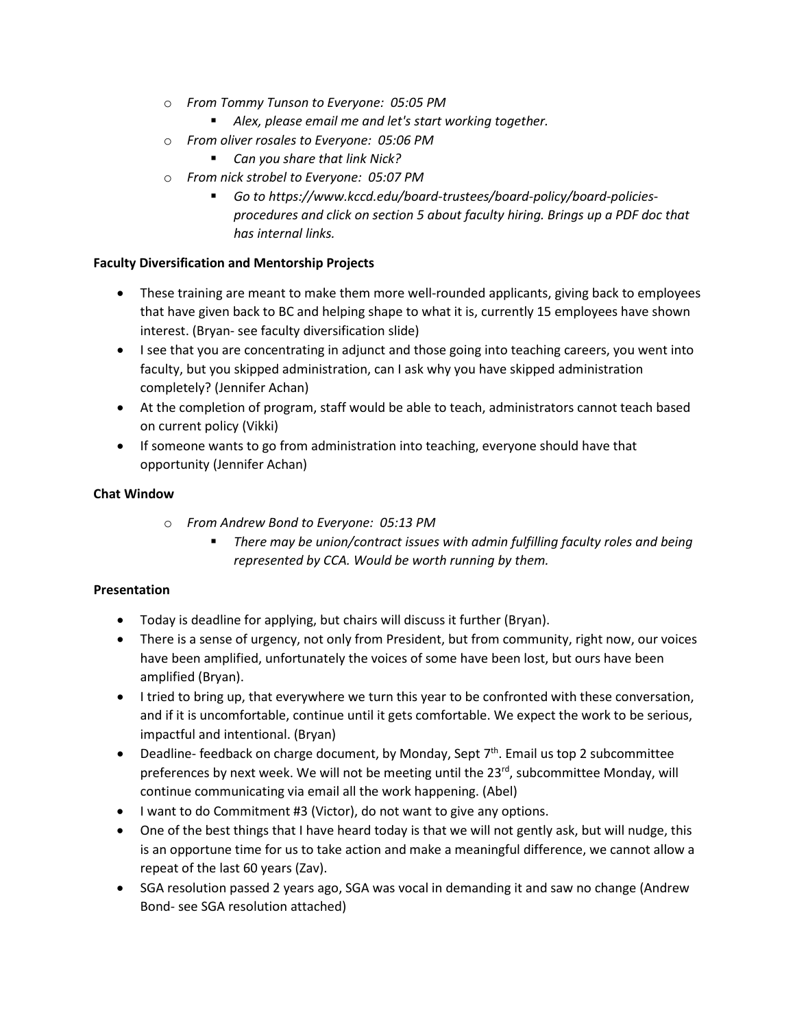- *From Tommy Tunson to Everyone: 05:05 PM*
  - *Alex, please email me and let's start working together.*
- *From oliver rosales to Everyone: 05:06 PM*
  - *Can you share that link Nick?*
- *From nick strobel to Everyone: 05:07 PM*
  - *Go to https://www.kccd.edu/board-trustees/board-policy/board-policies-procedures and click on section 5 about faculty hiring. Brings up a PDF doc that has internal links.*

**Faculty Diversification and Mentorship Projects**

- These training are meant to make them more well-rounded applicants, giving back to employees that have given back to BC and helping shape to what it is, currently 15 employees have shown interest. (Bryan- see faculty diversification slide)
- I see that you are concentrating in adjunct and those going into teaching careers, you went into faculty, but you skipped administration, can I ask why you have skipped administration completely? (Jennifer Achan)
- At the completion of program, staff would be able to teach, administrators cannot teach based on current policy (Vikki)
- If someone wants to go from administration into teaching, everyone should have that opportunity (Jennifer Achan)

**Chat Window**

- *From Andrew Bond to Everyone: 05:13 PM*
  - *There may be union/contract issues with admin fulfilling faculty roles and being represented by CCA. Would be worth running by them.*

**Presentation**

- Today is deadline for applying, but chairs will discuss it further (Bryan).
- There is a sense of urgency, not only from President, but from community, right now, our voices have been amplified, unfortunately the voices of some have been lost, but ours have been amplified (Bryan).
- I tried to bring up, that everywhere we turn this year to be confronted with these conversation, and if it is uncomfortable, continue until it gets comfortable. We expect the work to be serious, impactful and intentional. (Bryan)
- Deadline- feedback on charge document, by Monday, Sept 7th. Email us top 2 subcommittee preferences by next week. We will not be meeting until the 23rd, subcommittee Monday, will continue communicating via email all the work happening. (Abel)
- I want to do Commitment #3 (Victor), do not want to give any options.
- One of the best things that I have heard today is that we will not gently ask, but will nudge, this is an opportune time for us to take action and make a meaningful difference, we cannot allow a repeat of the last 60 years (Zav).
- SGA resolution passed 2 years ago, SGA was vocal in demanding it and saw no change (Andrew Bond- see SGA resolution attached)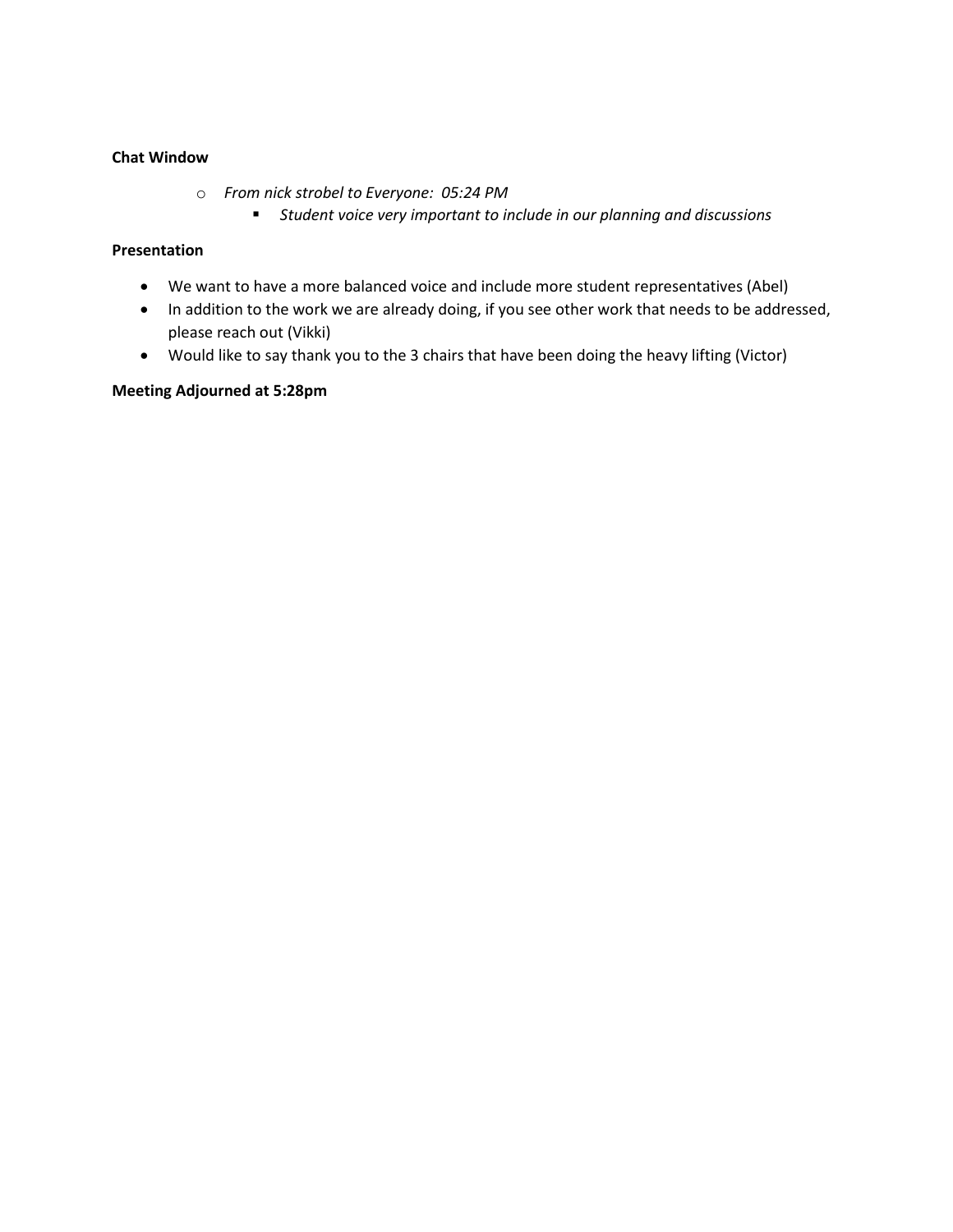**Chat Window**

- *From nick strobel to Everyone: 05:24 PM*
  - *Student voice very important to include in our planning and discussions*

**Presentation**

- We want to have a more balanced voice and include more student representatives (Abel)
- In addition to the work we are already doing, if you see other work that needs to be addressed, please reach out (Vikki)
- Would like to say thank you to the 3 chairs that have been doing the heavy lifting (Victor)

**Meeting Adjourned at 5:28pm**